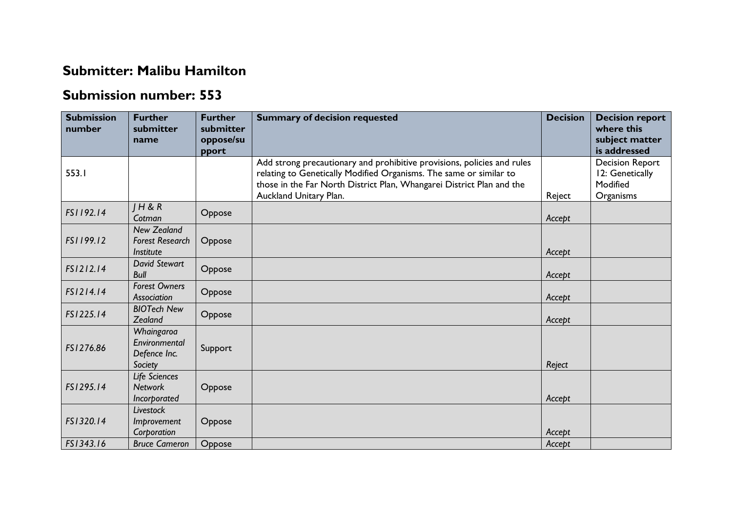## Submitter: Malibu Hamilton

## Submission number: 553

| Submission number | Further submitter name | Further submitter oppose/support | Summary of decision requested | Decision | Decision report where this subject matter is addressed |
|---|---|---|---|---|---|
| 553.1 | | | Add strong precautionary and prohibitive provisions, policies and rules relating to Genetically Modified Organisms. The same or similar to those in the Far North District Plan, Whangarei District Plan and the Auckland Unitary Plan. | Reject | Decision Report 12: Genetically Modified Organisms |
| *FS1192.14* | *J H & R Cotman* | Oppose | | *Accept* | |
| *FS1199.12* | *New Zealand Forest Research Institute* | Oppose | | *Accept* | |
| *FS1212.14* | *David Stewart Bull* | Oppose | | *Accept* | |
| *FS1214.14* | *Forest Owners Association* | Oppose | | *Accept* | |
| *FS1225.14* | *BIOTech New Zealand* | Oppose | | *Accept* | |
| *FS1276.86* | *Whaingaroa Environmental Defence Inc. Society* | Support | | *Reject* | |
| *FS1295.14* | *Life Sciences Network Incorporated* | Oppose | | *Accept* | |
| *FS1320.14* | *Livestock Improvement Corporation* | Oppose | | *Accept* | |
| *FS1343.16* | *Bruce Cameron* | Oppose | | *Accept* | |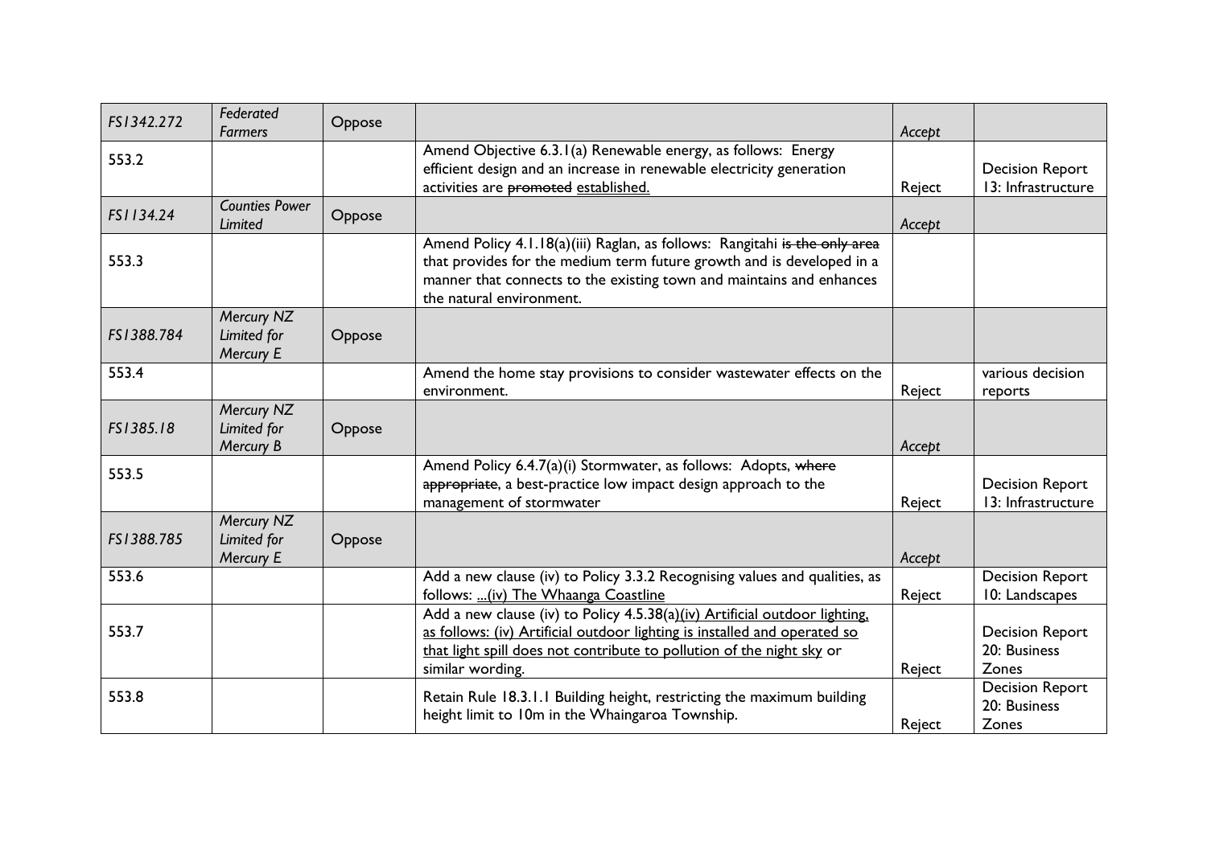| | | | | | |
|---|---|---|---|---|---|
| *FS1342.272* | *Federated Farmers* | Oppose | | *Accept* | |
| 553.2 | | | Amend Objective 6.3.1(a) Renewable energy, as follows: Energy efficient design and an increase in renewable electricity generation activities are ~~promoted~~ established. | Reject | Decision Report 13: Infrastructure |
| *FS1134.24* | *Counties Power Limited* | Oppose | | *Accept* | |
| 553.3 | | | Amend Policy 4.1.18(a)(iii) Raglan, as follows: Rangitahi ~~is the only area~~ that provides for the medium term future growth and is developed in a manner that connects to the existing town and maintains and enhances the natural environment. | | |
| *FS1388.784* | *Mercury NZ Limited for Mercury E* | Oppose | | | |
| 553.4 | | | Amend the home stay provisions to consider wastewater effects on the environment. | Reject | various decision reports |
| *FS1385.18* | *Mercury NZ Limited for Mercury B* | Oppose | | *Accept* | |
| 553.5 | | | Amend Policy 6.4.7(a)(i) Stormwater, as follows: Adopts, ~~where appropriate~~, a best-practice low impact design approach to the management of stormwater | Reject | Decision Report 13: Infrastructure |
| *FS1388.785* | *Mercury NZ Limited for Mercury E* | Oppose | | *Accept* | |
| 553.6 | | | Add a new clause (iv) to Policy 3.3.2 Recognising values and qualities, as follows: ...(iv) The Whaanga Coastline | Reject | Decision Report 10: Landscapes |
| 553.7 | | | Add a new clause (iv) to Policy 4.5.38(a)(iv) Artificial outdoor lighting, as follows: (iv) Artificial outdoor lighting is installed and operated so that light spill does not contribute to pollution of the night sky or similar wording. | Reject | Decision Report 20: Business Zones |
| 553.8 | | | Retain Rule 18.3.1.1 Building height, restricting the maximum building height limit to 10m in the Whaingaroa Township. | Reject | Decision Report 20: Business Zones |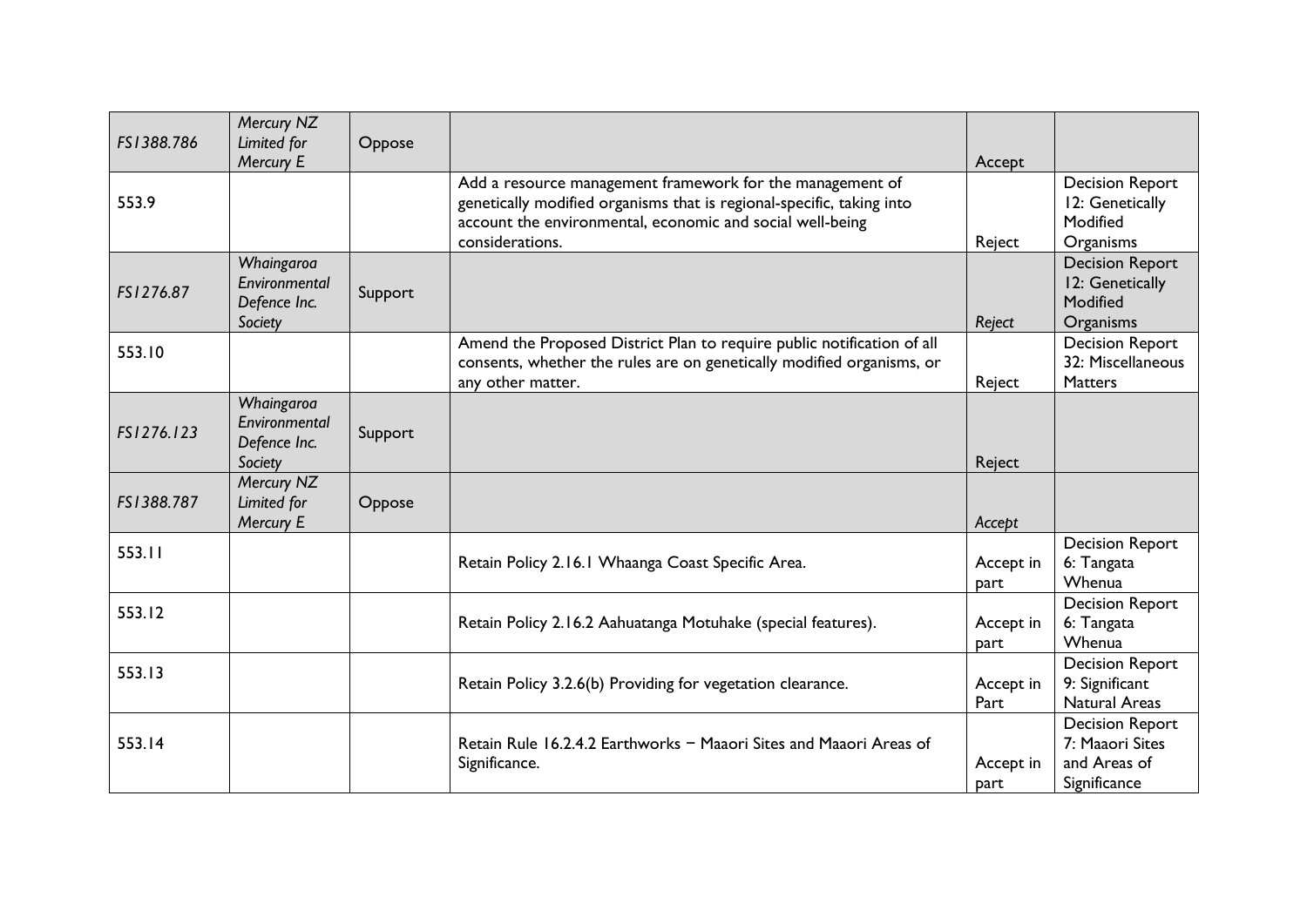| | | | | | |
|---|---|---|---|---|---|
| FS1388.786 | *Mercury NZ Limited for Mercury E* | Oppose | | Accept | |
| 553.9 | | | Add a resource management framework for the management of genetically modified organisms that is regional-specific, taking into account the environmental, economic and social well-being considerations. | Reject | Decision Report 12: Genetically Modified Organisms |
| *FS1276.87* | *Whaingaroa Environmental Defence Inc. Society* | Support | | *Reject* | Decision Report 12: Genetically Modified Organisms |
| 553.10 | | | Amend the Proposed District Plan to require public notification of all consents, whether the rules are on genetically modified organisms, or any other matter. | Reject | Decision Report 32: Miscellaneous Matters |
| *FS1276.123* | *Whaingaroa Environmental Defence Inc. Society* | Support | | Reject | |
| FS1388.787 | *Mercury NZ Limited for Mercury E* | Oppose | | *Accept* | |
| 553.11 | | | Retain Policy 2.16.1 Whaanga Coast Specific Area. | Accept in part | Decision Report 6: Tangata Whenua |
| 553.12 | | | Retain Policy 2.16.2 Aahuatanga Motuhake (special features). | Accept in part | Decision Report 6: Tangata Whenua |
| 553.13 | | | Retain Policy 3.2.6(b) Providing for vegetation clearance. | Accept in Part | Decision Report 9: Significant Natural Areas |
| 553.14 | | | Retain Rule 16.2.4.2 Earthworks – Maaori Sites and Maaori Areas of Significance. | Accept in part | Decision Report 7: Maaori Sites and Areas of Significance |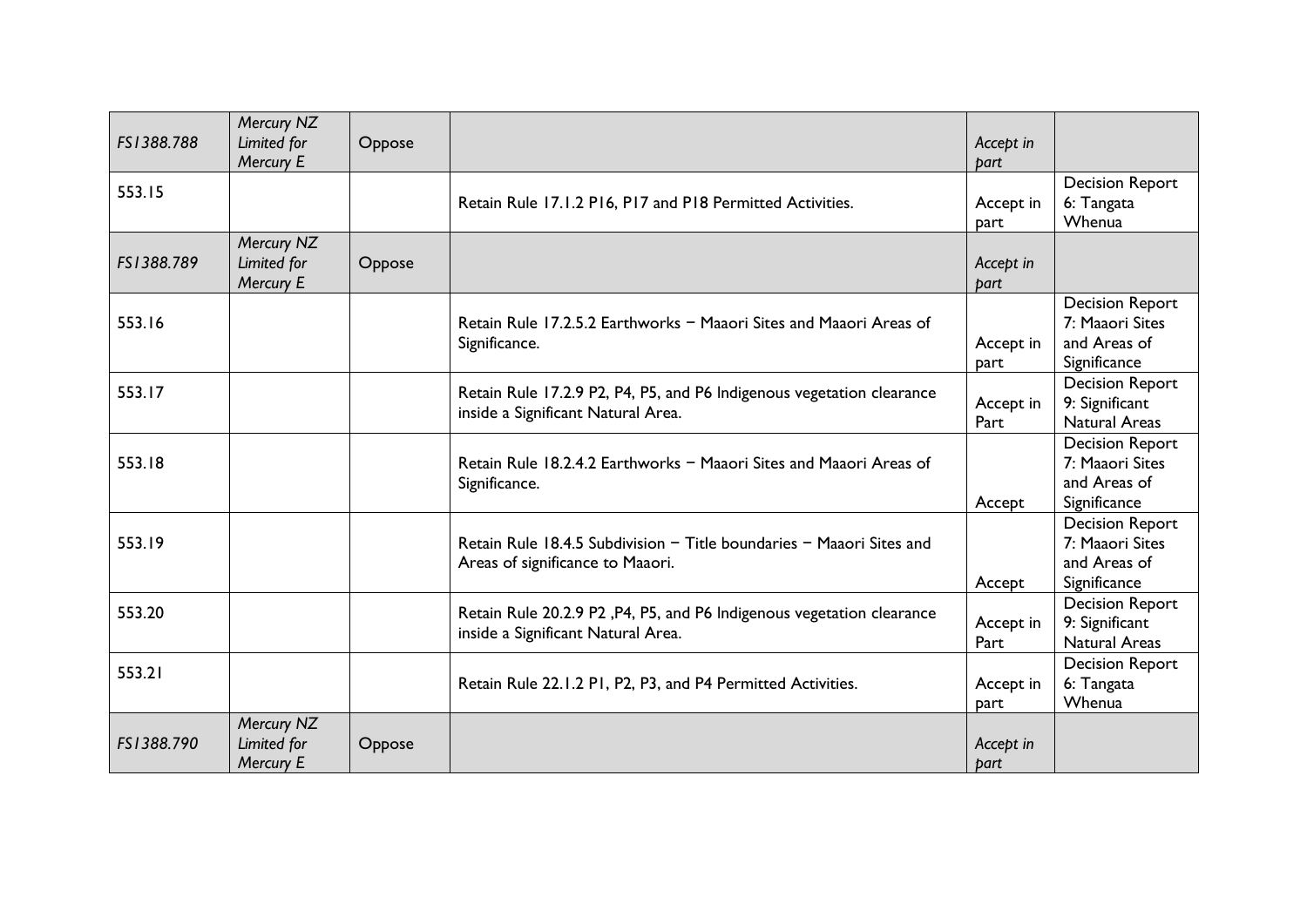| | | | | | |
|---|---|---|---|---|---|
| *FS1388.788* | *Mercury NZ Limited for Mercury E* | Oppose | | *Accept in part* | |
| 553.15 | | | Retain Rule 17.1.2 P16, P17 and P18 Permitted Activities. | Accept in part | Decision Report 6: Tangata Whenua |
| *FS1388.789* | *Mercury NZ Limited for Mercury E* | Oppose | | *Accept in part* | |
| 553.16 | | | Retain Rule 17.2.5.2 Earthworks – Maaori Sites and Maaori Areas of Significance. | Accept in part | Decision Report 7: Maaori Sites and Areas of Significance |
| 553.17 | | | Retain Rule 17.2.9 P2, P4, P5, and P6 Indigenous vegetation clearance inside a Significant Natural Area. | Accept in Part | Decision Report 9: Significant Natural Areas |
| 553.18 | | | Retain Rule 18.2.4.2 Earthworks – Maaori Sites and Maaori Areas of Significance. | Accept | Decision Report 7: Maaori Sites and Areas of Significance |
| 553.19 | | | Retain Rule 18.4.5 Subdivision – Title boundaries – Maaori Sites and Areas of significance to Maaori. | Accept | Decision Report 7: Maaori Sites and Areas of Significance |
| 553.20 | | | Retain Rule 20.2.9 P2 ,P4, P5, and P6 Indigenous vegetation clearance inside a Significant Natural Area. | Accept in Part | Decision Report 9: Significant Natural Areas |
| 553.21 | | | Retain Rule 22.1.2 P1, P2, P3, and P4 Permitted Activities. | Accept in part | Decision Report 6: Tangata Whenua |
| *FS1388.790* | *Mercury NZ Limited for Mercury E* | Oppose | | *Accept in part* | |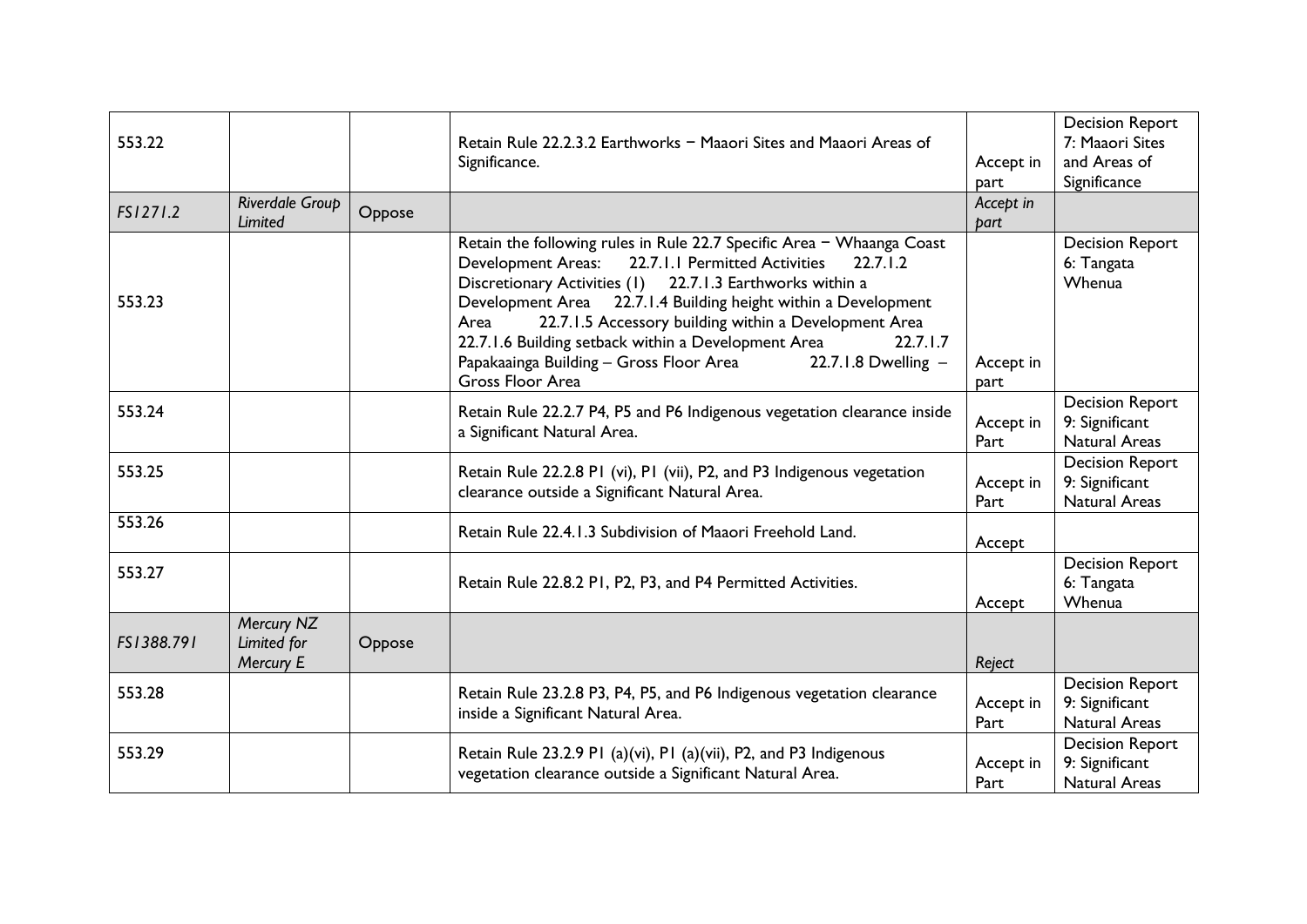| | | | | | |
|---|---|---|---|---|---|
| 553.22 | | | Retain Rule 22.2.3.2 Earthworks – Maaori Sites and Maaori Areas of Significance. | Accept in part | Decision Report 7: Maaori Sites and Areas of Significance |
| *FS1271.2* | *Riverdale Group Limited* | Oppose | | *Accept in part* | |
| 553.23 | | | Retain the following rules in Rule 22.7 Specific Area – Whaanga Coast Development Areas: 22.7.1.1 Permitted Activities 22.7.1.2 Discretionary Activities (1) 22.7.1.3 Earthworks within a Development Area 22.7.1.4 Building height within a Development Area 22.7.1.5 Accessory building within a Development Area 22.7.1.6 Building setback within a Development Area 22.7.1.7 Papakaainga Building – Gross Floor Area 22.7.1.8 Dwelling – Gross Floor Area | Accept in part | Decision Report 6: Tangata Whenua |
| 553.24 | | | Retain Rule 22.2.7 P4, P5 and P6 Indigenous vegetation clearance inside a Significant Natural Area. | Accept in Part | Decision Report 9: Significant Natural Areas |
| 553.25 | | | Retain Rule 22.2.8 P1 (vi), P1 (vii), P2, and P3 Indigenous vegetation clearance outside a Significant Natural Area. | Accept in Part | Decision Report 9: Significant Natural Areas |
| 553.26 | | | Retain Rule 22.4.1.3 Subdivision of Maaori Freehold Land. | Accept | |
| 553.27 | | | Retain Rule 22.8.2 P1, P2, P3, and P4 Permitted Activities. | Accept | Decision Report 6: Tangata Whenua |
| *FS1388.791* | *Mercury NZ Limited for Mercury E* | Oppose | | *Reject* | |
| 553.28 | | | Retain Rule 23.2.8 P3, P4, P5, and P6 Indigenous vegetation clearance inside a Significant Natural Area. | Accept in Part | Decision Report 9: Significant Natural Areas |
| 553.29 | | | Retain Rule 23.2.9 P1 (a)(vi), P1 (a)(vii), P2, and P3 Indigenous vegetation clearance outside a Significant Natural Area. | Accept in Part | Decision Report 9: Significant Natural Areas |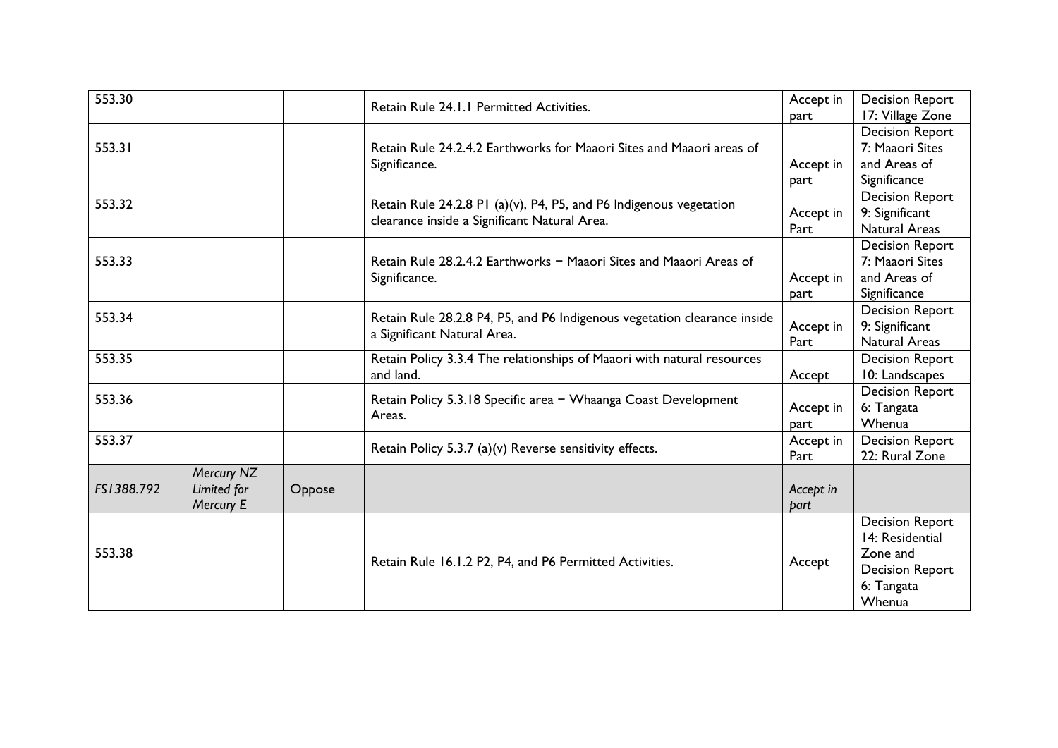| | | | | | |
|---|---|---|---|---|---|
| 553.30 | | | Retain Rule 24.1.1 Permitted Activities. | Accept in part | Decision Report 17: Village Zone |
| 553.31 | | | Retain Rule 24.2.4.2 Earthworks for Maaori Sites and Maaori areas of Significance. | Accept in part | Decision Report 7: Maaori Sites and Areas of Significance |
| 553.32 | | | Retain Rule 24.2.8 P1 (a)(v), P4, P5, and P6 Indigenous vegetation clearance inside a Significant Natural Area. | Accept in Part | Decision Report 9: Significant Natural Areas |
| 553.33 | | | Retain Rule 28.2.4.2 Earthworks – Maaori Sites and Maaori Areas of Significance. | Accept in part | Decision Report 7: Maaori Sites and Areas of Significance |
| 553.34 | | | Retain Rule 28.2.8 P4, P5, and P6 Indigenous vegetation clearance inside a Significant Natural Area. | Accept in Part | Decision Report 9: Significant Natural Areas |
| 553.35 | | | Retain Policy 3.3.4 The relationships of Maaori with natural resources and land. | Accept | Decision Report 10: Landscapes |
| 553.36 | | | Retain Policy 5.3.18 Specific area – Whaanga Coast Development Areas. | Accept in part | Decision Report 6: Tangata Whenua |
| 553.37 | | | Retain Policy 5.3.7 (a)(v) Reverse sensitivity effects. | Accept in Part | Decision Report 22: Rural Zone |
| *FS1388.792* | *Mercury NZ Limited for Mercury E* | Oppose | | *Accept in part* | |
| 553.38 | | | Retain Rule 16.1.2 P2, P4, and P6 Permitted Activities. | Accept | Decision Report 14: Residential Zone and Decision Report 6: Tangata Whenua |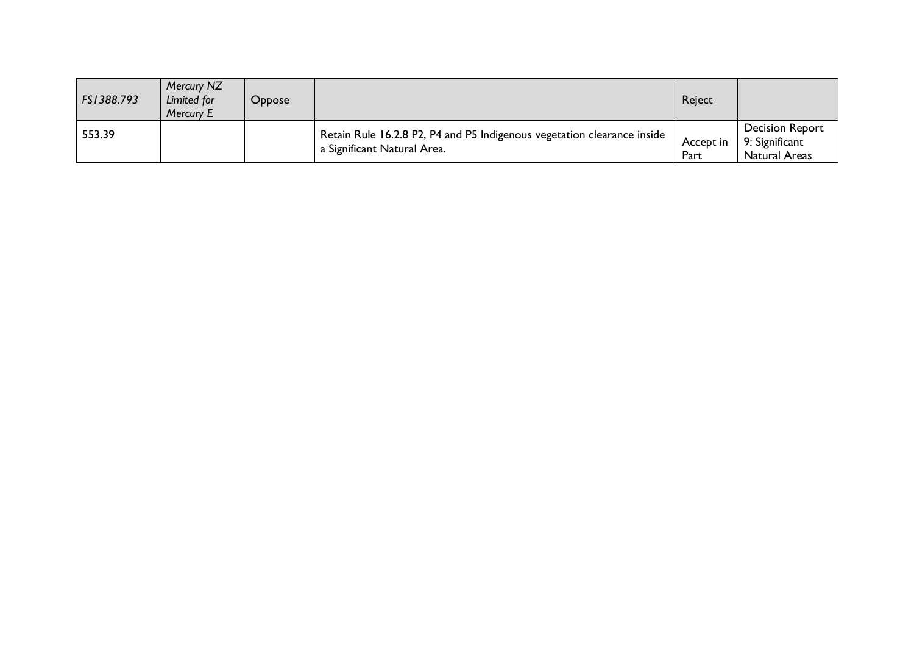| | | | | | |
|---|---|---|---|---|---|
| *FS1388.793* | *Mercury NZ Limited for Mercury E* | Oppose | | Reject | |
| 553.39 | | | Retain Rule 16.2.8 P2, P4 and P5 Indigenous vegetation clearance inside a Significant Natural Area. | Accept in Part | Decision Report 9: Significant Natural Areas |